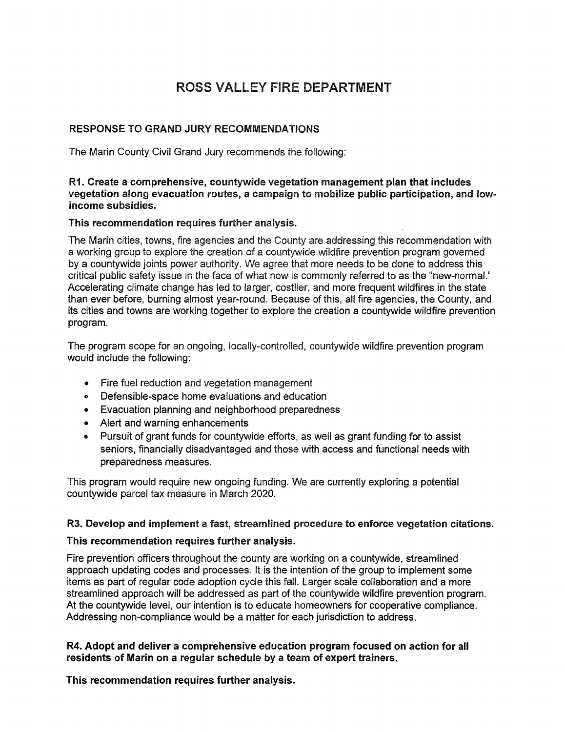# ROSS VALLEY FIRE DEPARTMENT

## RESPONSE TO GRAND JURY RECOMMENDATIONS

The Marin County Civil Grand Jury recommends the following:

**R1. Create a comprehensive, countywide vegetation management plan that includes vegetation along evacuation routes, a campaign to mobilize public participation, and low-income subsidies.**

**This recommendation requires further analysis.**

The Marin cities, towns, fire agencies and the County are addressing this recommendation with a working group to explore the creation of a countywide wildfire prevention program governed by a countywide joints power authority. We agree that more needs to be done to address this critical public safety issue in the face of what now is commonly referred to as the "new-normal." Accelerating climate change has led to larger, costlier, and more frequent wildfires in the state than ever before, burning almost year-round. Because of this, all fire agencies, the County, and its cities and towns are working together to explore the creation a countywide wildfire prevention program.

The program scope for an ongoing, locally-controlled, countywide wildfire prevention program would include the following:

- Fire fuel reduction and vegetation management
- Defensible-space home evaluations and education
- Evacuation planning and neighborhood preparedness
- Alert and warning enhancements
- Pursuit of grant funds for countywide efforts, as well as grant funding for to assist seniors, financially disadvantaged and those with access and functional needs with preparedness measures.

This program would require new ongoing funding. We are currently exploring a potential countywide parcel tax measure in March 2020.

**R3. Develop and implement a fast, streamlined procedure to enforce vegetation citations.**

**This recommendation requires further analysis.**

Fire prevention officers throughout the county are working on a countywide, streamlined approach updating codes and processes. It is the intention of the group to implement some items as part of regular code adoption cycle this fall. Larger scale collaboration and a more streamlined approach will be addressed as part of the countywide wildfire prevention program. At the countywide level, our intention is to educate homeowners for cooperative compliance. Addressing non-compliance would be a matter for each jurisdiction to address.

**R4. Adopt and deliver a comprehensive education program focused on action for all residents of Marin on a regular schedule by a team of expert trainers.**

**This recommendation requires further analysis.**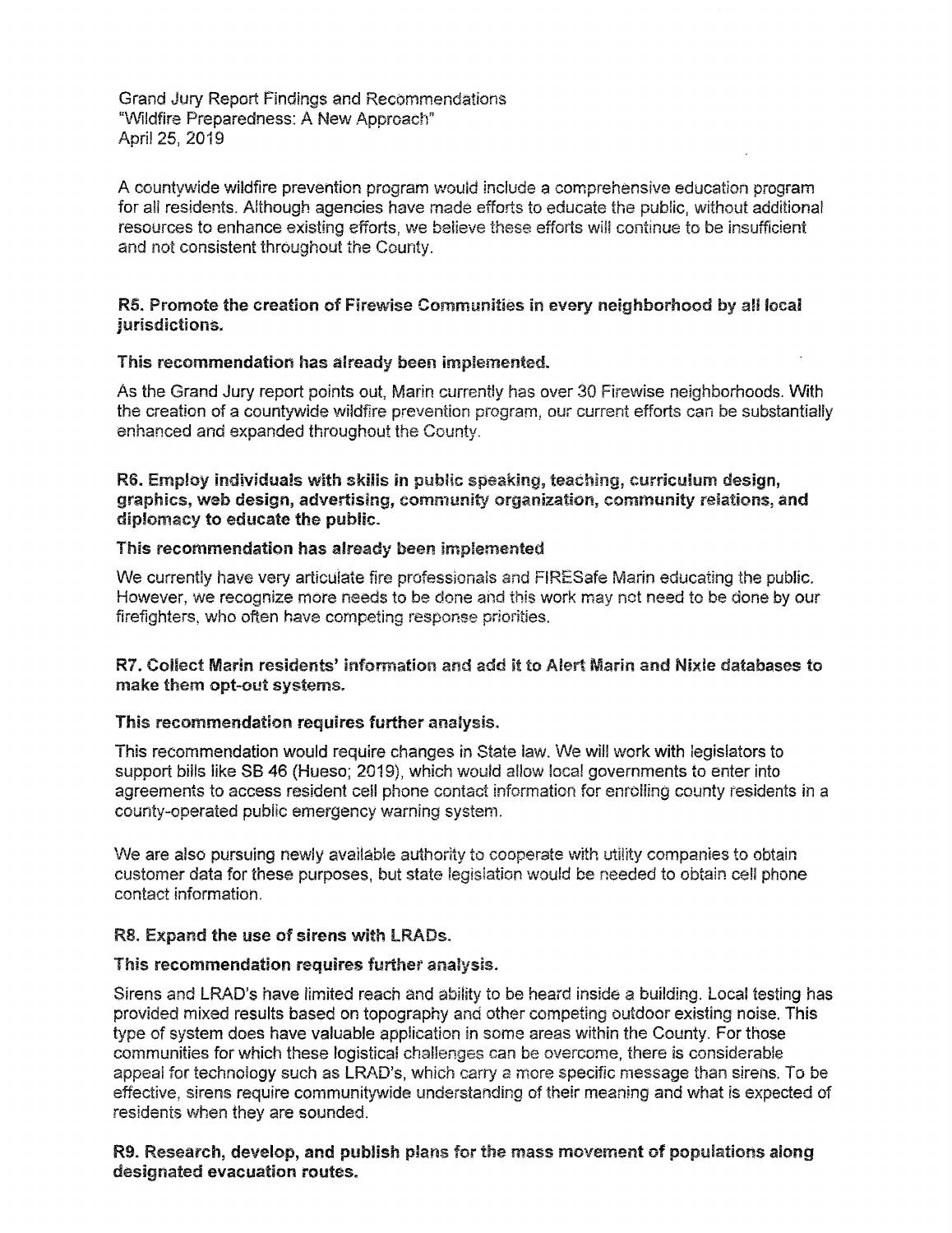Grand Jury Report Findings and Recommendations
"Wildfire Preparedness: A New Approach"
April 25, 2019

A countywide wildfire prevention program would include a comprehensive education program for all residents. Although agencies have made efforts to educate the public, without additional resources to enhance existing efforts, we believe these efforts will continue to be insufficient and not consistent throughout the County.

**R5. Promote the creation of Firewise Communities in every neighborhood by all local jurisdictions.**

**This recommendation has already been implemented.**

As the Grand Jury report points out, Marin currently has over 30 Firewise neighborhoods. With the creation of a countywide wildfire prevention program, our current efforts can be substantially enhanced and expanded throughout the County.

**R6. Employ individuals with skills in public speaking, teaching, curriculum design, graphics, web design, advertising, community organization, community relations, and diplomacy to educate the public.**

**This recommendation has already been implemented**

We currently have very articulate fire professionals and FIRESafe Marin educating the public. However, we recognize more needs to be done and this work may not need to be done by our firefighters, who often have competing response priorities.

**R7. Collect Marin residents' information and add it to Alert Marin and Nixle databases to make them opt-out systems.**

**This recommendation requires further analysis.**

This recommendation would require changes in State law. We will work with legislators to support bills like SB 46 (Hueso; 2019), which would allow local governments to enter into agreements to access resident cell phone contact information for enrolling county residents in a county-operated public emergency warning system.

We are also pursuing newly available authority to cooperate with utility companies to obtain customer data for these purposes, but state legislation would be needed to obtain cell phone contact information.

**R8. Expand the use of sirens with LRADs.**

**This recommendation requires further analysis.**

Sirens and LRAD's have limited reach and ability to be heard inside a building. Local testing has provided mixed results based on topography and other competing outdoor existing noise. This type of system does have valuable application in some areas within the County. For those communities for which these logistical challenges can be overcome, there is considerable appeal for technology such as LRAD's, which carry a more specific message than sirens. To be effective, sirens require communitywide understanding of their meaning and what is expected of residents when they are sounded.

**R9. Research, develop, and publish plans for the mass movement of populations along designated evacuation routes.**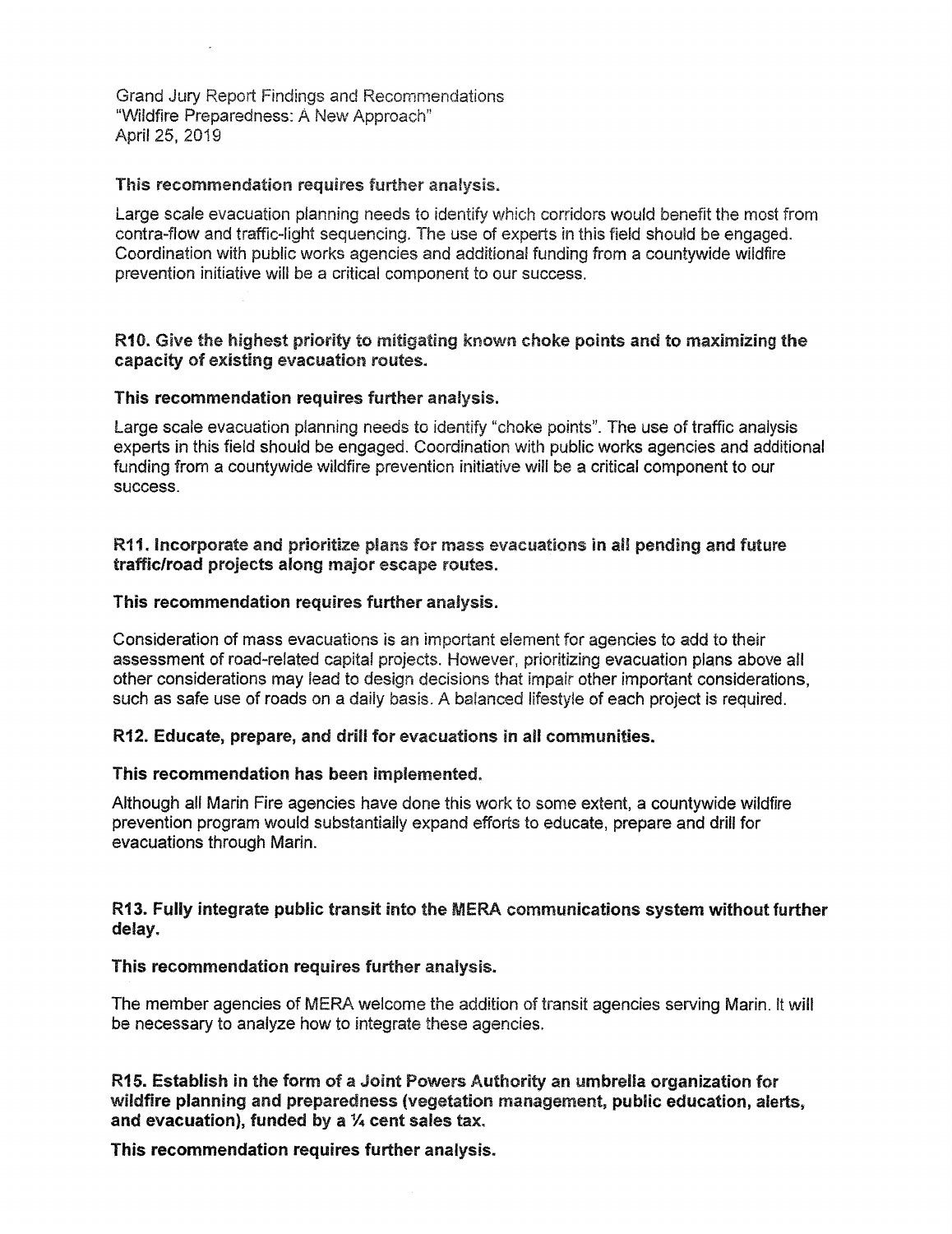**This recommendation requires further analysis.**

Large scale evacuation planning needs to identify which corridors would benefit the most from contra-flow and traffic-light sequencing. The use of experts in this field should be engaged. Coordination with public works agencies and additional funding from a countywide wildfire prevention initiative will be a critical component to our success.

**R10. Give the highest priority to mitigating known choke points and to maximizing the capacity of existing evacuation routes.**

**This recommendation requires further analysis.**

Large scale evacuation planning needs to identify "choke points". The use of traffic analysis experts in this field should be engaged. Coordination with public works agencies and additional funding from a countywide wildfire prevention initiative will be a critical component to our success.

**R11. Incorporate and prioritize plans for mass evacuations in all pending and future traffic/road projects along major escape routes.**

**This recommendation requires further analysis.**

Consideration of mass evacuations is an important element for agencies to add to their assessment of road-related capital projects. However, prioritizing evacuation plans above all other considerations may lead to design decisions that impair other important considerations, such as safe use of roads on a daily basis. A balanced lifestyle of each project is required.

**R12. Educate, prepare, and drill for evacuations in all communities.**

**This recommendation has been implemented.**

Although all Marin Fire agencies have done this work to some extent, a countywide wildfire prevention program would substantially expand efforts to educate, prepare and drill for evacuations through Marin.

**R13. Fully integrate public transit into the MERA communications system without further delay.**

**This recommendation requires further analysis.**

The member agencies of MERA welcome the addition of transit agencies serving Marin. It will be necessary to analyze how to integrate these agencies.

**R15. Establish in the form of a Joint Powers Authority an umbrella organization for wildfire planning and preparedness (vegetation management, public education, alerts, and evacuation), funded by a ¼ cent sales tax.**

**This recommendation requires further analysis.**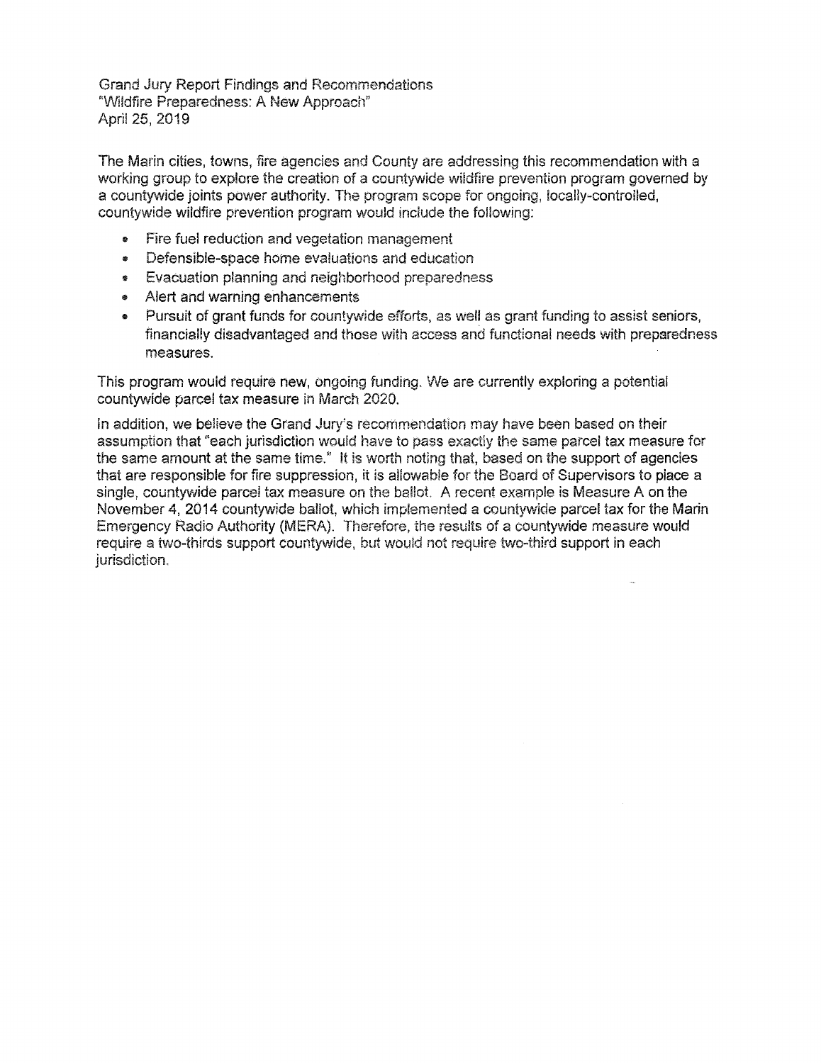Grand Jury Report Findings and Recommendations
"Wildfire Preparedness: A New Approach"
April 25, 2019

The Marin cities, towns, fire agencies and County are addressing this recommendation with a working group to explore the creation of a countywide wildfire prevention program governed by a countywide joints power authority. The program scope for ongoing, locally-controlled, countywide wildfire prevention program would include the following:

- Fire fuel reduction and vegetation management
- Defensible-space home evaluations and education
- Evacuation planning and neighborhood preparedness
- Alert and warning enhancements
- Pursuit of grant funds for countywide efforts, as well as grant funding to assist seniors, financially disadvantaged and those with access and functional needs with preparedness measures.

This program would require new, ongoing funding. We are currently exploring a potential countywide parcel tax measure in March 2020.

In addition, we believe the Grand Jury's recommendation may have been based on their assumption that "each jurisdiction would have to pass exactly the same parcel tax measure for the same amount at the same time." It is worth noting that, based on the support of agencies that are responsible for fire suppression, it is allowable for the Board of Supervisors to place a single, countywide parcel tax measure on the ballot. A recent example is Measure A on the November 4, 2014 countywide ballot, which implemented a countywide parcel tax for the Marin Emergency Radio Authority (MERA). Therefore, the results of a countywide measure would require a two-thirds support countywide, but would not require two-third support in each jurisdiction.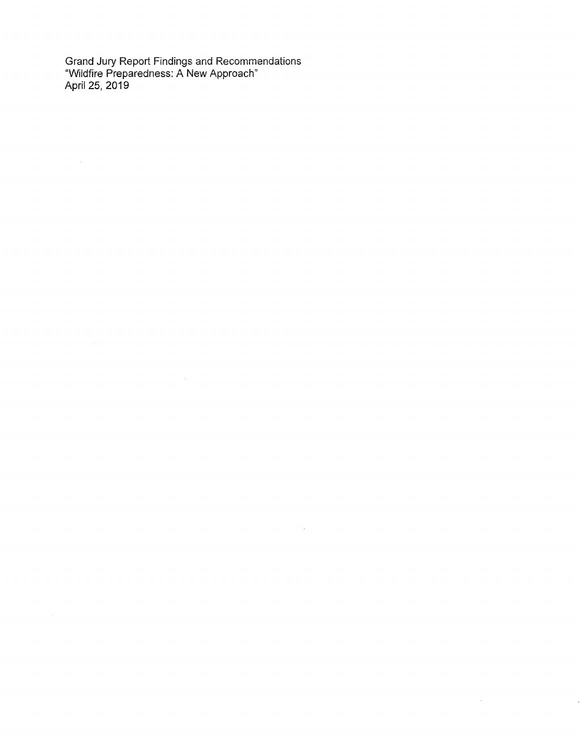Grand Jury Report Findings and Recommendations
"Wildfire Preparedness: A New Approach"
April 25, 2019